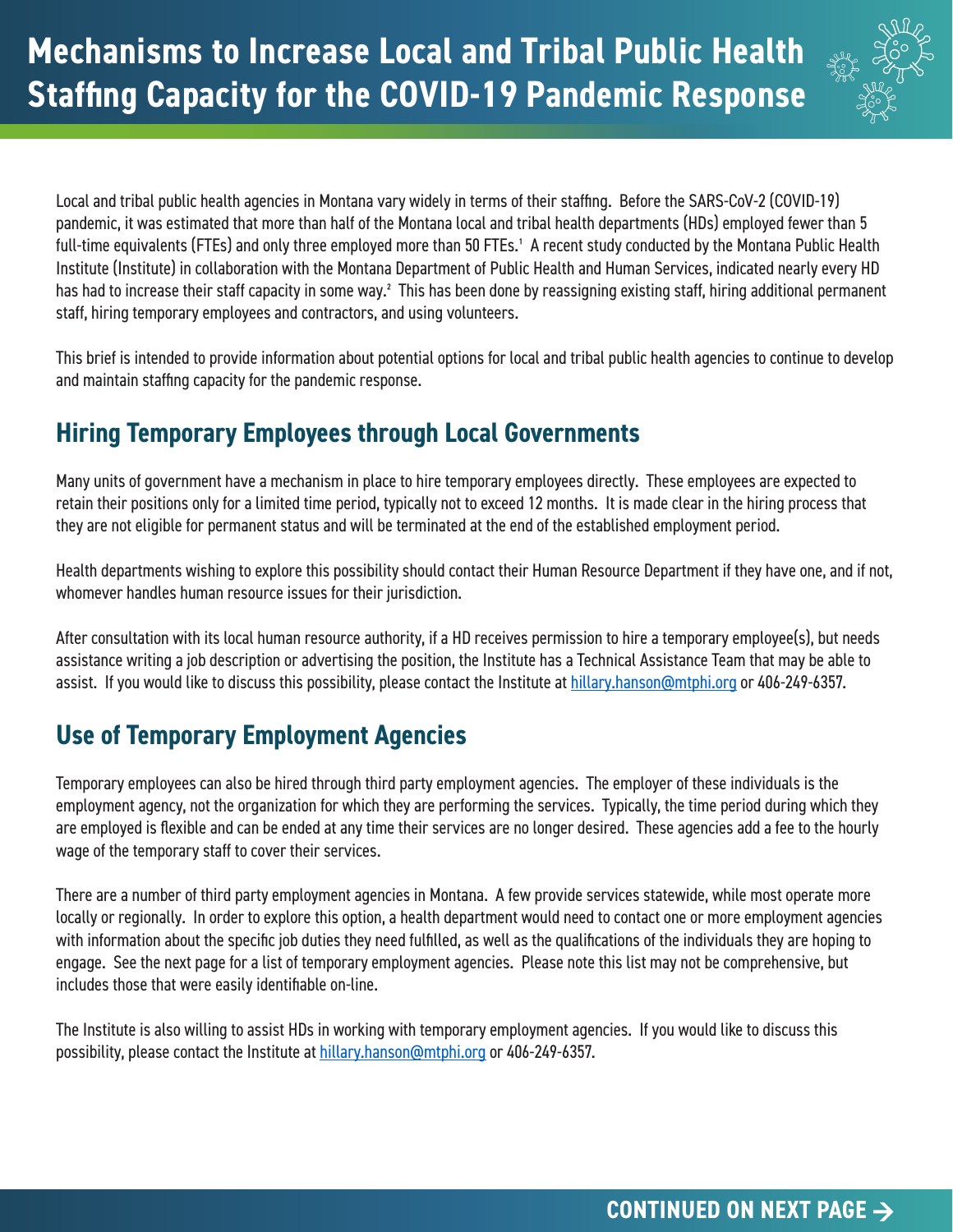# Mechanisms to Increase Local and Tribal Public Health Staffing Capacity for the COVID-19 Pandemic Response

Local and tribal public health agencies in Montana vary widely in terms of their staffing. Before the SARS-CoV-2 (COVID-19) pandemic, it was estimated that more than half of the Montana local and tribal health departments (HDs) employed fewer than 5 full-time equivalents (FTEs) and only three employed more than 50 FTEs.[1] A recent study conducted by the Montana Public Health Institute (Institute) in collaboration with the Montana Department of Public Health and Human Services, indicated nearly every HD has had to increase their staff capacity in some way.[2] This has been done by reassigning existing staff, hiring additional permanent staff, hiring temporary employees and contractors, and using volunteers.

This brief is intended to provide information about potential options for local and tribal public health agencies to continue to develop and maintain staffing capacity for the pandemic response.

## Hiring Temporary Employees through Local Governments

Many units of government have a mechanism in place to hire temporary employees directly. These employees are expected to retain their positions only for a limited time period, typically not to exceed 12 months. It is made clear in the hiring process that they are not eligible for permanent status and will be terminated at the end of the established employment period.

Health departments wishing to explore this possibility should contact their Human Resource Department if they have one, and if not, whomever handles human resource issues for their jurisdiction.

After consultation with its local human resource authority, if a HD receives permission to hire a temporary employee(s), but needs assistance writing a job description or advertising the position, the Institute has a Technical Assistance Team that may be able to assist. If you would like to discuss this possibility, please contact the Institute at hillary.hanson@mtphi.org or 406-249-6357.

## Use of Temporary Employment Agencies

Temporary employees can also be hired through third party employment agencies. The employer of these individuals is the employment agency, not the organization for which they are performing the services. Typically, the time period during which they are employed is flexible and can be ended at any time their services are no longer desired. These agencies add a fee to the hourly wage of the temporary staff to cover their services.

There are a number of third party employment agencies in Montana. A few provide services statewide, while most operate more locally or regionally. In order to explore this option, a health department would need to contact one or more employment agencies with information about the specific job duties they need fulfilled, as well as the qualifications of the individuals they are hoping to engage. See the next page for a list of temporary employment agencies. Please note this list may not be comprehensive, but includes those that were easily identifiable on-line.

The Institute is also willing to assist HDs in working with temporary employment agencies. If you would like to discuss this possibility, please contact the Institute at hillary.hanson@mtphi.org or 406-249-6357.

**CONTINUED ON NEXT PAGE →**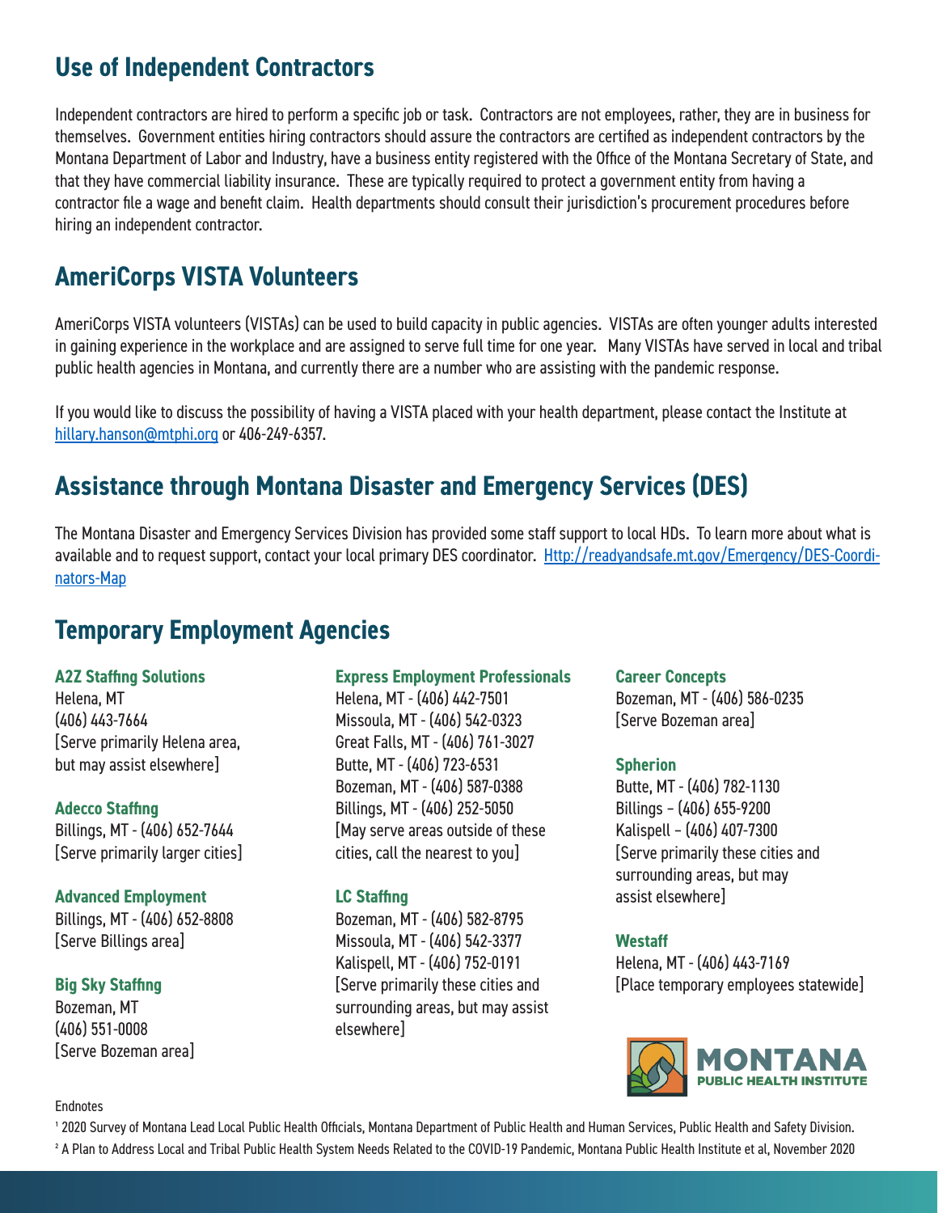## Use of Independent Contractors

Independent contractors are hired to perform a specific job or task. Contractors are not employees, rather, they are in business for themselves. Government entities hiring contractors should assure the contractors are certified as independent contractors by the Montana Department of Labor and Industry, have a business entity registered with the Office of the Montana Secretary of State, and that they have commercial liability insurance. These are typically required to protect a government entity from having a contractor file a wage and benefit claim. Health departments should consult their jurisdiction's procurement procedures before hiring an independent contractor.

## AmeriCorps VISTA Volunteers

AmeriCorps VISTA volunteers (VISTAs) can be used to build capacity in public agencies. VISTAs are often younger adults interested in gaining experience in the workplace and are assigned to serve full time for one year. Many VISTAs have served in local and tribal public health agencies in Montana, and currently there are a number who are assisting with the pandemic response.

If you would like to discuss the possibility of having a VISTA placed with your health department, please contact the Institute at hillary.hanson@mtphi.org or 406-249-6357.

## Assistance through Montana Disaster and Emergency Services (DES)

The Montana Disaster and Emergency Services Division has provided some staff support to local HDs. To learn more about what is available and to request support, contact your local primary DES coordinator. Http://readyandsafe.mt.gov/Emergency/DES-Coordinators-Map

## Temporary Employment Agencies

**A2Z Staffing Solutions**
Helena, MT
(406) 443-7664
[Serve primarily Helena area, but may assist elsewhere]

**Adecco Staffing**
Billings, MT - (406) 652-7644
[Serve primarily larger cities]

**Advanced Employment**
Billings, MT - (406) 652-8808
[Serve Billings area]

**Big Sky Staffing**
Bozeman, MT
(406) 551-0008
[Serve Bozeman area]

**Express Employment Professionals**
Helena, MT - (406) 442-7501
Missoula, MT - (406) 542-0323
Great Falls, MT - (406) 761-3027
Butte, MT - (406) 723-6531
Bozeman, MT - (406) 587-0388
Billings, MT - (406) 252-5050
[May serve areas outside of these cities, call the nearest to you]

**LC Staffing**
Bozeman, MT - (406) 582-8795
Missoula, MT - (406) 542-3377
Kalispell, MT - (406) 752-0191
[Serve primarily these cities and surrounding areas, but may assist elsewhere]

**Career Concepts**
Bozeman, MT - (406) 586-0235
[Serve Bozeman area]

**Spherion**
Butte, MT - (406) 782-1130
Billings – (406) 655-9200
Kalispell – (406) 407-7300
[Serve primarily these cities and surrounding areas, but may assist elsewhere]

**Westaff**
Helena, MT - (406) 443-7169
[Place temporary employees statewide]

MONTANA PUBLIC HEALTH INSTITUTE

Endnotes

[1] 2020 Survey of Montana Lead Local Public Health Officials, Montana Department of Public Health and Human Services, Public Health and Safety Division.

[2] A Plan to Address Local and Tribal Public Health System Needs Related to the COVID-19 Pandemic, Montana Public Health Institute et al, November 2020